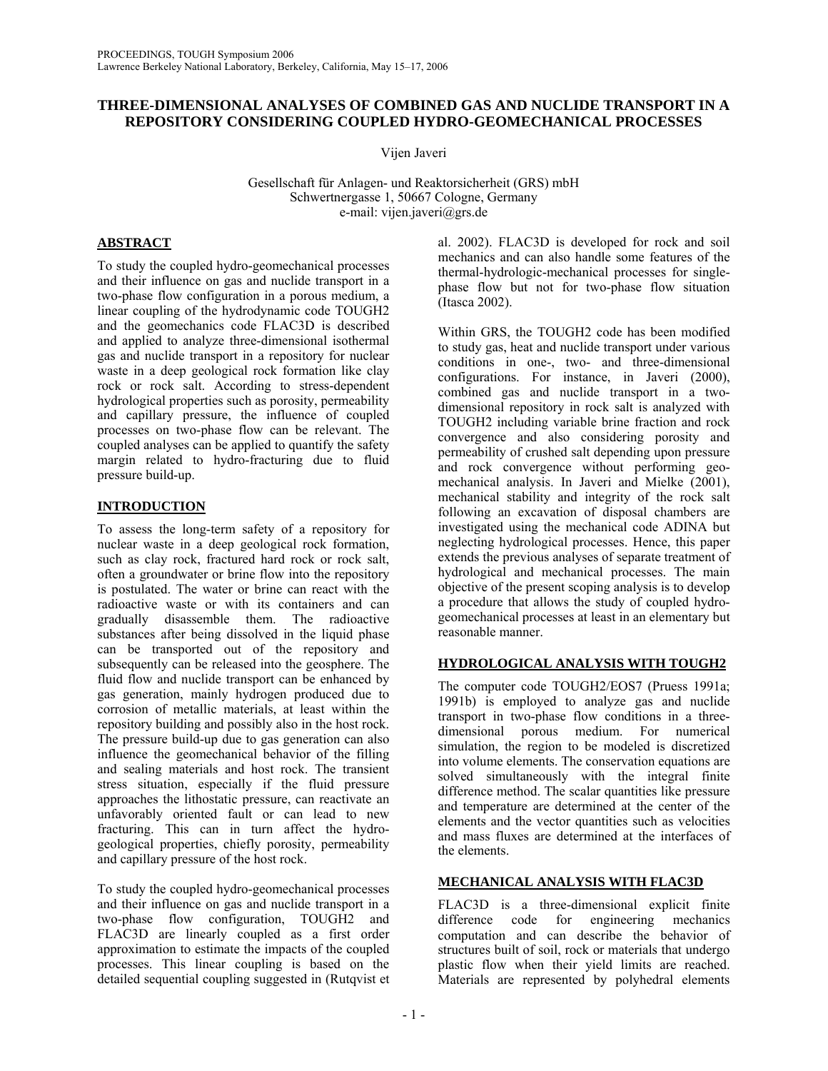# THREE-DIMENSIONAL ANALYSES OF COMBINED GAS AND NUCLIDE TRANSPORT IN A REPOSITORY CONSIDERING COUPLED HYDRO-GEOMECHANICAL PROCESSES

Vijen Javeri

Gesellschaft für Anlagen- und Reaktorsicherheit (GRS) mbH
Schwertnergasse 1, 50667 Cologne, Germany
e-mail: vijen.javeri@grs.de

## ABSTRACT

To study the coupled hydro-geomechanical processes and their influence on gas and nuclide transport in a two-phase flow configuration in a porous medium, a linear coupling of the hydrodynamic code TOUGH2 and the geomechanics code FLAC3D is described and applied to analyze three-dimensional isothermal gas and nuclide transport in a repository for nuclear waste in a deep geological rock formation like clay rock or rock salt. According to stress-dependent hydrological properties such as porosity, permeability and capillary pressure, the influence of coupled processes on two-phase flow can be relevant. The coupled analyses can be applied to quantify the safety margin related to hydro-fracturing due to fluid pressure build-up.

## INTRODUCTION

To assess the long-term safety of a repository for nuclear waste in a deep geological rock formation, such as clay rock, fractured hard rock or rock salt, often a groundwater or brine flow into the repository is postulated. The water or brine can react with the radioactive waste or with its containers and can gradually disassemble them. The radioactive substances after being dissolved in the liquid phase can be transported out of the repository and subsequently can be released into the geosphere. The fluid flow and nuclide transport can be enhanced by gas generation, mainly hydrogen produced due to corrosion of metallic materials, at least within the repository building and possibly also in the host rock. The pressure build-up due to gas generation can also influence the geomechanical behavior of the filling and sealing materials and host rock. The transient stress situation, especially if the fluid pressure approaches the lithostatic pressure, can reactivate an unfavorably oriented fault or can lead to new fracturing. This can in turn affect the hydro-geological properties, chiefly porosity, permeability and capillary pressure of the host rock.

To study the coupled hydro-geomechanical processes and their influence on gas and nuclide transport in a two-phase flow configuration, TOUGH2 and FLAC3D are linearly coupled as a first order approximation to estimate the impacts of the coupled processes. This linear coupling is based on the detailed sequential coupling suggested in (Rutqvist et al. 2002). FLAC3D is developed for rock and soil mechanics and can also handle some features of the thermal-hydrologic-mechanical processes for single-phase flow but not for two-phase flow situation (Itasca 2002).

Within GRS, the TOUGH2 code has been modified to study gas, heat and nuclide transport under various conditions in one-, two- and three-dimensional configurations. For instance, in Javeri (2000), combined gas and nuclide transport in a two-dimensional repository in rock salt is analyzed with TOUGH2 including variable brine fraction and rock convergence and also considering porosity and permeability of crushed salt depending upon pressure and rock convergence without performing geo-mechanical analysis. In Javeri and Mielke (2001), mechanical stability and integrity of the rock salt following an excavation of disposal chambers are investigated using the mechanical code ADINA but neglecting hydrological processes. Hence, this paper extends the previous analyses of separate treatment of hydrological and mechanical processes. The main objective of the present scoping analysis is to develop a procedure that allows the study of coupled hydro-geomechanical processes at least in an elementary but reasonable manner.

## HYDROLOGICAL ANALYSIS WITH TOUGH2

The computer code TOUGH2/EOS7 (Pruess 1991a; 1991b) is employed to analyze gas and nuclide transport in two-phase flow conditions in a three-dimensional porous medium. For numerical simulation, the region to be modeled is discretized into volume elements. The conservation equations are solved simultaneously with the integral finite difference method. The scalar quantities like pressure and temperature are determined at the center of the elements and the vector quantities such as velocities and mass fluxes are determined at the interfaces of the elements.

## MECHANICAL ANALYSIS WITH FLAC3D

FLAC3D is a three-dimensional explicit finite difference code for engineering mechanics computation and can describe the behavior of structures built of soil, rock or materials that undergo plastic flow when their yield limits are reached. Materials are represented by polyhedral elements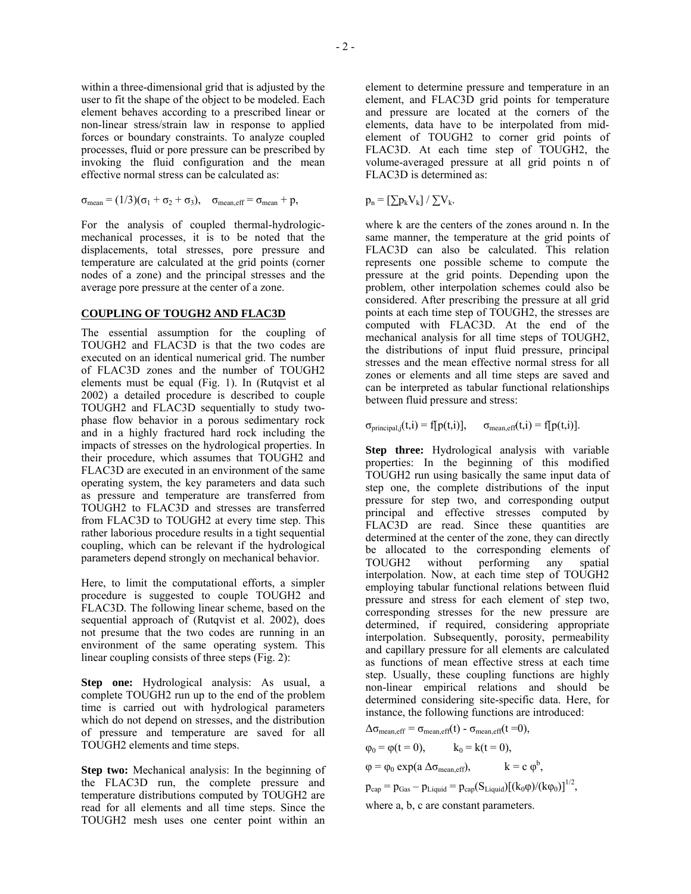within a three-dimensional grid that is adjusted by the user to fit the shape of the object to be modeled. Each element behaves according to a prescribed linear or non-linear stress/strain law in response to applied forces or boundary constraints. To analyze coupled processes, fluid or pore pressure can be prescribed by invoking the fluid configuration and the mean effective normal stress can be calculated as:

$$\sigma_{mean} = (1/3)(\sigma_1 + \sigma_2 + \sigma_3), \quad \sigma_{mean,eff} = \sigma_{mean} + p,$$

For the analysis of coupled thermal-hydrologic-mechanical processes, it is to be noted that the displacements, total stresses, pore pressure and temperature are calculated at the grid points (corner nodes of a zone) and the principal stresses and the average pore pressure at the center of a zone.

## COUPLING OF TOUGH2 AND FLAC3D

The essential assumption for the coupling of TOUGH2 and FLAC3D is that the two codes are executed on an identical numerical grid. The number of FLAC3D zones and the number of TOUGH2 elements must be equal (Fig. 1). In (Rutqvist et al 2002) a detailed procedure is described to couple TOUGH2 and FLAC3D sequentially to study two-phase flow behavior in a porous sedimentary rock and in a highly fractured hard rock including the impacts of stresses on the hydrological properties. In their procedure, which assumes that TOUGH2 and FLAC3D are executed in an environment of the same operating system, the key parameters and data such as pressure and temperature are transferred from TOUGH2 to FLAC3D and stresses are transferred from FLAC3D to TOUGH2 at every time step. This rather laborious procedure results in a tight sequential coupling, which can be relevant if the hydrological parameters depend strongly on mechanical behavior.

Here, to limit the computational efforts, a simpler procedure is suggested to couple TOUGH2 and FLAC3D. The following linear scheme, based on the sequential approach of (Rutqvist et al. 2002), does not presume that the two codes are running in an environment of the same operating system. This linear coupling consists of three steps (Fig. 2):

**Step one:** Hydrological analysis: As usual, a complete TOUGH2 run up to the end of the problem time is carried out with hydrological parameters which do not depend on stresses, and the distribution of pressure and temperature are saved for all TOUGH2 elements and time steps.

**Step two:** Mechanical analysis: In the beginning of the FLAC3D run, the complete pressure and temperature distributions computed by TOUGH2 are read for all elements and all time steps. Since the TOUGH2 mesh uses one center point within an element to determine pressure and temperature in an element, and FLAC3D grid points for temperature and pressure are located at the corners of the elements, data have to be interpolated from mid-element of TOUGH2 to corner grid points of FLAC3D. At each time step of TOUGH2, the volume-averaged pressure at all grid points n of FLAC3D is determined as:

$$p_n = [\sum p_k V_k] / \sum V_k.$$

where k are the centers of the zones around n. In the same manner, the temperature at the grid points of FLAC3D can also be calculated. This relation represents one possible scheme to compute the pressure at the grid points. Depending upon the problem, other interpolation schemes could also be considered. After prescribing the pressure at all grid points at each time step of TOUGH2, the stresses are computed with FLAC3D. At the end of the mechanical analysis for all time steps of TOUGH2, the distributions of input fluid pressure, principal stresses and the mean effective normal stress for all zones or elements and all time steps are saved and can be interpreted as tabular functional relationships between fluid pressure and stress:

$$\sigma_{principal,j}(t,i) = f[p(t,i)], \qquad \sigma_{mean,eff}(t,i) = f[p(t,i)].$$

**Step three:** Hydrological analysis with variable properties: In the beginning of this modified TOUGH2 run using basically the same input data of step one, the complete distributions of the input pressure for step two, and corresponding output principal and effective stresses computed by FLAC3D are read. Since these quantities are determined at the center of the zone, they can directly be allocated to the corresponding elements of TOUGH2 without performing any spatial interpolation. Now, at each time step of TOUGH2 employing tabular functional relations between fluid pressure and stress for each element of step two, corresponding stresses for the new pressure are determined, if required, considering appropriate interpolation. Subsequently, porosity, permeability and capillary pressure for all elements are calculated as functions of mean effective stress at each time step. Usually, these coupling functions are highly non-linear empirical relations and should be determined considering site-specific data. Here, for instance, the following functions are introduced:

$$\Delta\sigma_{mean,eff} = \sigma_{mean,eff}(t) - \sigma_{mean,eff}(t=0),$$

$$\varphi_0 = \varphi(t=0), \qquad k_0 = k(t=0),$$

$$\varphi = \varphi_0 \exp(a\,\Delta\sigma_{mean,eff}), \qquad k = c\,\varphi^b,$$

$$p_{cap} = p_{Gas} - p_{Liquid} = p_{cap}(S_{Liquid})[(k_0\varphi)/(k\varphi_0)]^{1/2},$$

where a, b, c are constant parameters.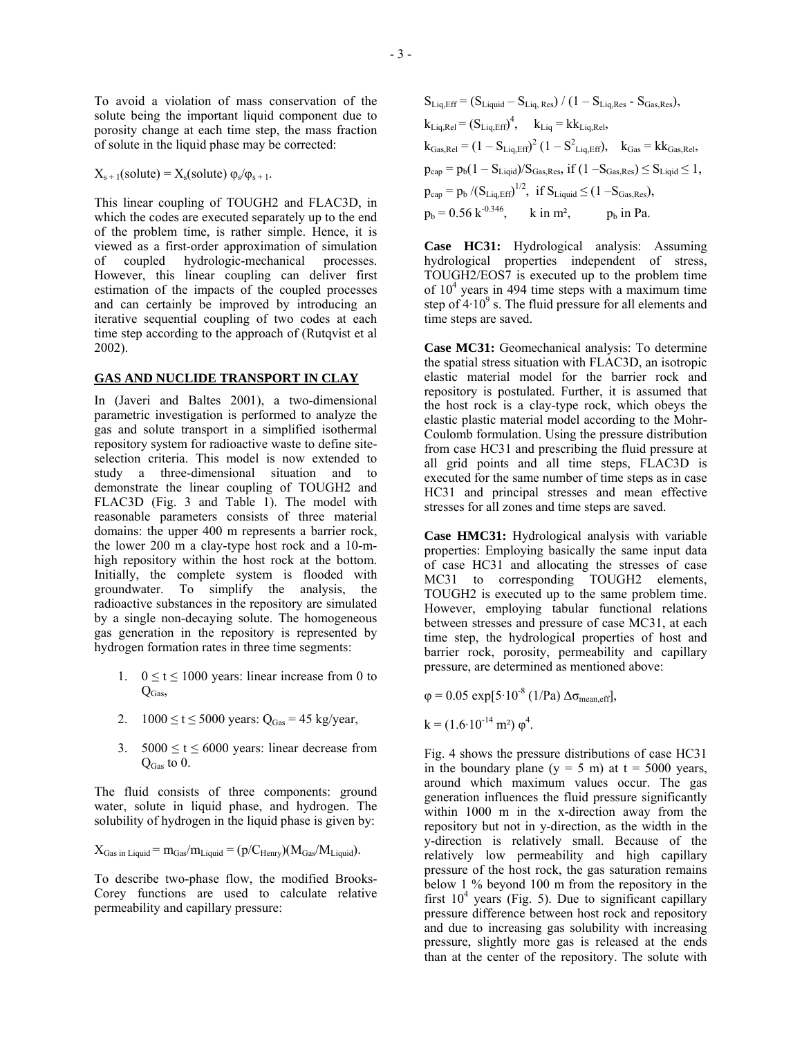To avoid a violation of mass conservation of the solute being the important liquid component due to porosity change at each time step, the mass fraction of solute in the liquid phase may be corrected:

$$X_{s+1}(\text{solute}) = X_s(\text{solute})\ \varphi_s/\varphi_{s+1}.$$

This linear coupling of TOUGH2 and FLAC3D, in which the codes are executed separately up to the end of the problem time, is rather simple. Hence, it is viewed as a first-order approximation of simulation of coupled hydrologic-mechanical processes. However, this linear coupling can deliver first estimation of the impacts of the coupled processes and can certainly be improved by introducing an iterative sequential coupling of two codes at each time step according to the approach of (Rutqvist et al 2002).

## GAS AND NUCLIDE TRANSPORT IN CLAY

In (Javeri and Baltes 2001), a two-dimensional parametric investigation is performed to analyze the gas and solute transport in a simplified isothermal repository system for radioactive waste to define site-selection criteria. This model is now extended to study a three-dimensional situation and to demonstrate the linear coupling of TOUGH2 and FLAC3D (Fig. 3 and Table 1). The model with reasonable parameters consists of three material domains: the upper 400 m represents a barrier rock, the lower 200 m a clay-type host rock and a 10-m-high repository within the host rock at the bottom. Initially, the complete system is flooded with groundwater. To simplify the analysis, the radioactive substances in the repository are simulated by a single non-decaying solute. The homogeneous gas generation in the repository is represented by hydrogen formation rates in three time segments:

1. $0 \le t \le 1000$ years: linear increase from 0 to $Q_{Gas}$,
2. $1000 \le t \le 5000$ years: $Q_{Gas} = 45$ kg/year,
3. $5000 \le t \le 6000$ years: linear decrease from $Q_{Gas}$ to 0.

The fluid consists of three components: ground water, solute in liquid phase, and hydrogen. The solubility of hydrogen in the liquid phase is given by:

$$X_{Gas\ in\ Liquid} = m_{Gas}/m_{Liquid} = (p/C_{Henry})(M_{Gas}/M_{Liquid}).$$

To describe two-phase flow, the modified Brooks-Corey functions are used to calculate relative permeability and capillary pressure:

$$S_{Liq,Eff} = (S_{Liquid} - S_{Liq,Res}) / (1 - S_{Liq,Res} - S_{Gas,Res}),$$

$$k_{Liq,Rel} = (S_{Liq,Eff})^4, \quad k_{Liq} = kk_{Liq,Rel},$$

$$k_{Gas,Rel} = (1 - S_{Liq,Eff})^2\,(1 - S^2_{Liq,Eff}), \quad k_{Gas} = kk_{Gas,Rel},$$

$$p_{cap} = p_b(1 - S_{Liqid})/S_{Gas,Res}, \text{ if } (1 - S_{Gas,Res}) \le S_{Liqid} \le 1,$$

$$p_{cap} = p_b\,/(S_{Liq,Eff})^{1/2}, \text{ if } S_{Liquid} \le (1 - S_{Gas,Res}),$$

$$p_b = 0.56\ k^{-0.346}, \quad k \text{ in m}^2, \quad p_b \text{ in Pa.}$$

**Case HC31:** Hydrological analysis: Assuming hydrological properties independent of stress, TOUGH2/EOS7 is executed up to the problem time of $10^4$ years in 494 time steps with a maximum time step of $4{\cdot}10^9$ s. The fluid pressure for all elements and time steps are saved.

**Case MC31:** Geomechanical analysis: To determine the spatial stress situation with FLAC3D, an isotropic elastic material model for the barrier rock and repository is postulated. Further, it is assumed that the host rock is a clay-type rock, which obeys the elastic plastic material model according to the Mohr-Coulomb formulation. Using the pressure distribution from case HC31 and prescribing the fluid pressure at all grid points and all time steps, FLAC3D is executed for the same number of time steps as in case HC31 and principal stresses and mean effective stresses for all zones and time steps are saved.

**Case HMC31:** Hydrological analysis with variable properties: Employing basically the same input data of case HC31 and allocating the stresses of case MC31 to corresponding TOUGH2 elements, TOUGH2 is executed up to the same problem time. However, employing tabular functional relations between stresses and pressure of case MC31, at each time step, the hydrological properties of host and barrier rock, porosity, permeability and capillary pressure, are determined as mentioned above:

$$\varphi = 0.05\ \exp[5{\cdot}10^{-8}\ (1/\text{Pa})\ \Delta\sigma_{mean,eff}],$$

$$k = (1.6{\cdot}10^{-14}\ \text{m}^2)\ \varphi^4.$$

Fig. 4 shows the pressure distributions of case HC31 in the boundary plane ($y = 5$ m) at $t = 5000$ years, around which maximum values occur. The gas generation influences the fluid pressure significantly within 1000 m in the x-direction away from the repository but not in y-direction, as the width in the y-direction is relatively small. Because of the relatively low permeability and high capillary pressure of the host rock, the gas saturation remains below 1 % beyond 100 m from the repository in the first $10^4$ years (Fig. 5). Due to significant capillary pressure difference between host rock and repository and due to increasing gas solubility with increasing pressure, slightly more gas is released at the ends than at the center of the repository. The solute with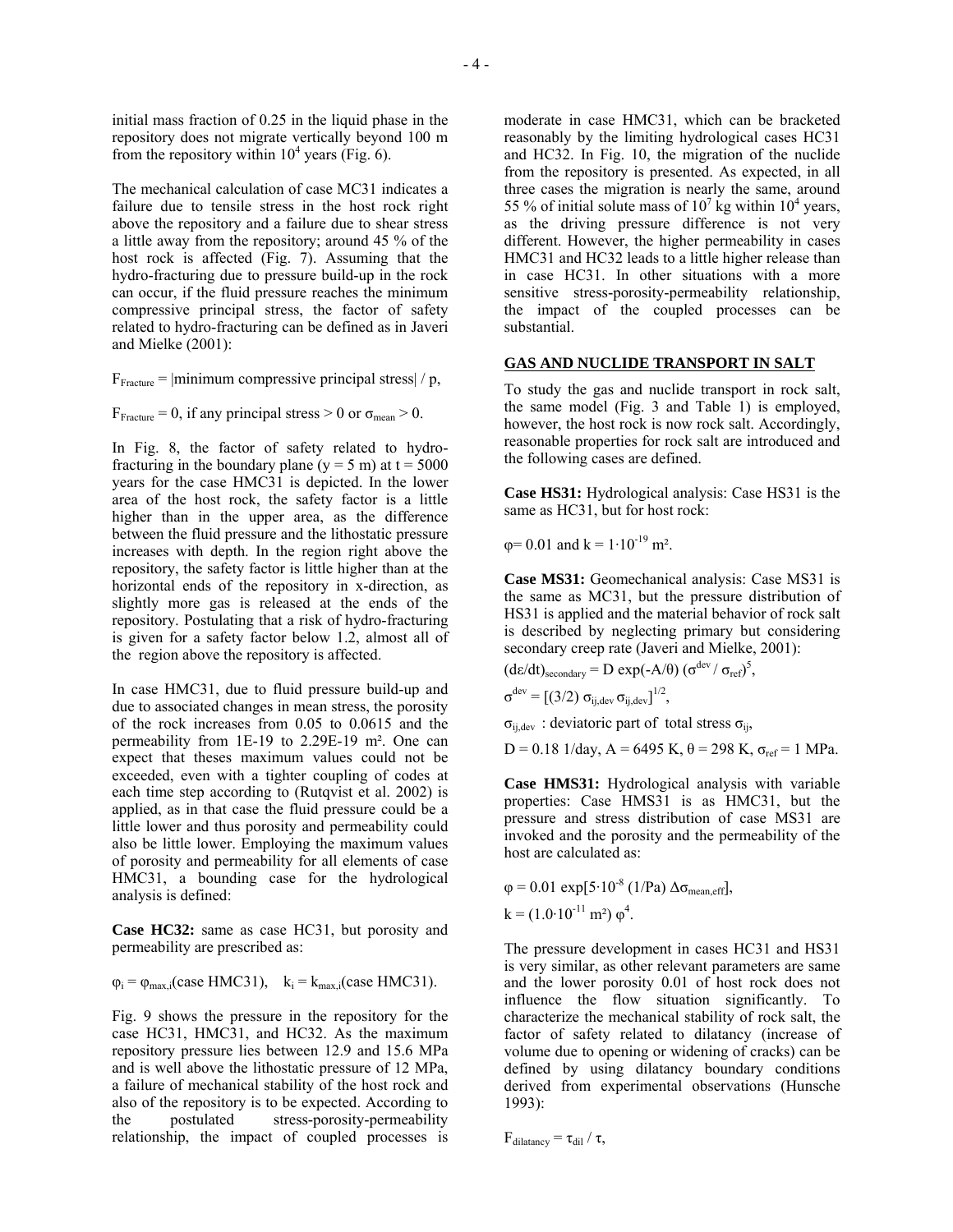initial mass fraction of 0.25 in the liquid phase in the repository does not migrate vertically beyond 100 m from the repository within $10^4$ years (Fig. 6).

The mechanical calculation of case MC31 indicates a failure due to tensile stress in the host rock right above the repository and a failure due to shear stress a little away from the repository; around 45 % of the host rock is affected (Fig. 7). Assuming that the hydro-fracturing due to pressure build-up in the rock can occur, if the fluid pressure reaches the minimum compressive principal stress, the factor of safety related to hydro-fracturing can be defined as in Javeri and Mielke (2001):

$F_{Fracture}$ = |minimum compressive principal stress| / p,

$F_{Fracture} = 0$, if any principal stress > 0 or $\sigma_{mean} > 0$.

In Fig. 8, the factor of safety related to hydro-fracturing in the boundary plane (y = 5 m) at t = 5000 years for the case HMC31 is depicted. In the lower area of the host rock, the safety factor is a little higher than in the upper area, as the difference between the fluid pressure and the lithostatic pressure increases with depth. In the region right above the repository, the safety factor is little higher than at the horizontal ends of the repository in x-direction, as slightly more gas is released at the ends of the repository. Postulating that a risk of hydro-fracturing is given for a safety factor below 1.2, almost all of the region above the repository is affected.

In case HMC31, due to fluid pressure build-up and due to associated changes in mean stress, the porosity of the rock increases from 0.05 to 0.0615 and the permeability from 1E-19 to 2.29E-19 m². One can expect that theses maximum values could not be exceeded, even with a tighter coupling of codes at each time step according to (Rutqvist et al. 2002) is applied, as in that case the fluid pressure could be a little lower and thus porosity and permeability could also be little lower. Employing the maximum values of porosity and permeability for all elements of case HMC31, a bounding case for the hydrological analysis is defined:

**Case HC32:** same as case HC31, but porosity and permeability are prescribed as:

$\varphi_i = \varphi_{max,i}$(case HMC31), $k_i = k_{max,i}$(case HMC31).

Fig. 9 shows the pressure in the repository for the case HC31, HMC31, and HC32. As the maximum repository pressure lies between 12.9 and 15.6 MPa and is well above the lithostatic pressure of 12 MPa, a failure of mechanical stability of the host rock and also of the repository is to be expected. According to the postulated stress-porosity-permeability relationship, the impact of coupled processes is moderate in case HMC31, which can be bracketed reasonably by the limiting hydrological cases HC31 and HC32. In Fig. 10, the migration of the nuclide from the repository is presented. As expected, in all three cases the migration is nearly the same, around 55 % of initial solute mass of $10^7$ kg within $10^4$ years, as the driving pressure difference is not very different. However, the higher permeability in cases HMC31 and HC32 leads to a little higher release than in case HC31. In other situations with a more sensitive stress-porosity-permeability relationship, the impact of the coupled processes can be substantial.

## GAS AND NUCLIDE TRANSPORT IN SALT

To study the gas and nuclide transport in rock salt, the same model (Fig. 3 and Table 1) is employed, however, the host rock is now rock salt. Accordingly, reasonable properties for rock salt are introduced and the following cases are defined.

**Case HS31:** Hydrological analysis: Case HS31 is the same as HC31, but for host rock:

$\varphi = 0.01$ and $k = 1 \cdot 10^{-19}$ m².

**Case MS31:** Geomechanical analysis: Case MS31 is the same as MC31, but the pressure distribution of HS31 is applied and the material behavior of rock salt is described by neglecting primary but considering secondary creep rate (Javeri and Mielke, 2001):

$(d\varepsilon/dt)_{secondary} = D \exp(-A/\theta) (\sigma^{dev} / \sigma_{ref})^5$,

$\sigma^{dev} = [(3/2)\, \sigma_{ij,dev}\, \sigma_{ij,dev}]^{1/2}$,

$\sigma_{ij,dev}$ : deviatoric part of total stress $\sigma_{ij}$,

D = 0.18 1/day, A = 6495 K, $\theta$ = 298 K, $\sigma_{ref}$ = 1 MPa.

**Case HMS31:** Hydrological analysis with variable properties: Case HMS31 is as HMC31, but the pressure and stress distribution of case MS31 are invoked and the porosity and the permeability of the host are calculated as:

$\varphi = 0.01 \exp[5 \cdot 10^{-8}\ (1/\text{Pa})\ \Delta\sigma_{mean,eff}]$,

$k = (1.0 \cdot 10^{-11}\ \text{m}^2)\ \varphi^4$.

The pressure development in cases HC31 and HS31 is very similar, as other relevant parameters are same and the lower porosity 0.01 of host rock does not influence the flow situation significantly. To characterize the mechanical stability of rock salt, the factor of safety related to dilatancy (increase of volume due to opening or widening of cracks) can be defined by using dilatancy boundary conditions derived from experimental observations (Hunsche 1993):

$F_{dilatancy} = \tau_{dil} / \tau$,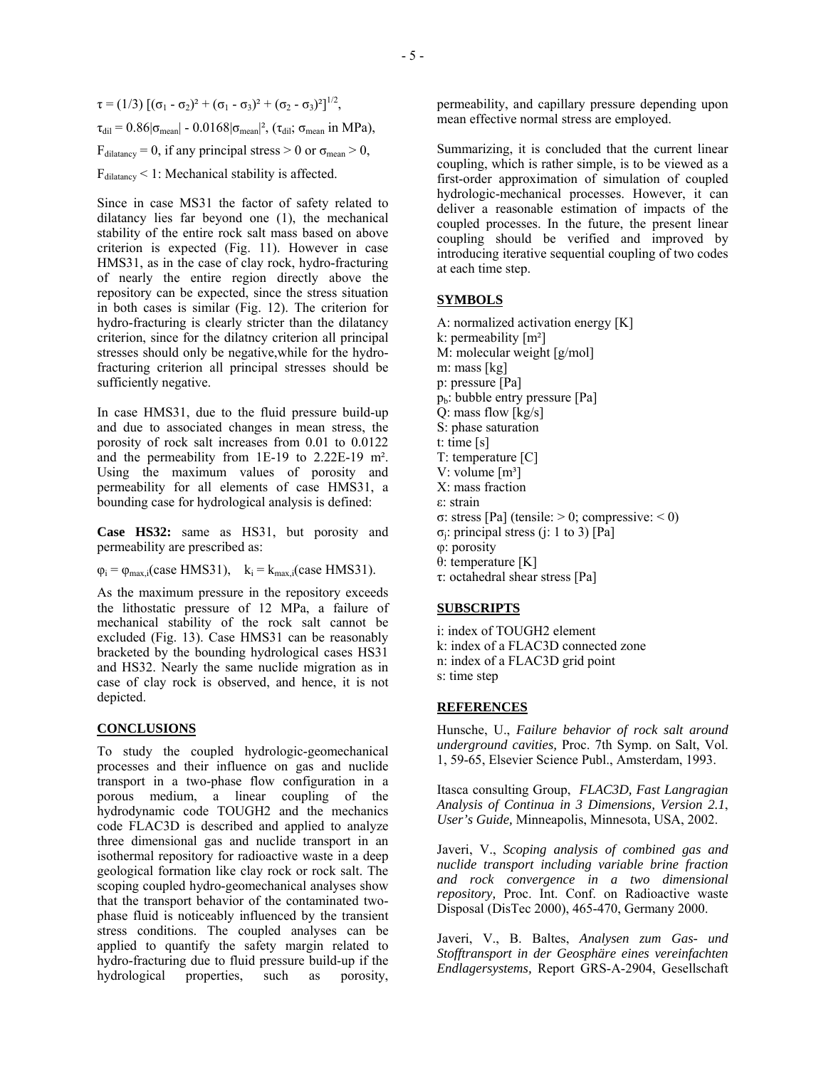$\tau = (1/3) [(\sigma_1 - \sigma_2)^2 + (\sigma_1 - \sigma_3)^2 + (\sigma_2 - \sigma_3)^2]^{1/2}$,

$\tau_{dil} = 0.86|\sigma_{mean}| - 0.0168|\sigma_{mean}|^2$, ($\tau_{dil}$; $\sigma_{mean}$ in MPa),

$F_{dilatancy} = 0$, if any principal stress $> 0$ or $\sigma_{mean} > 0$,

$F_{dilatancy} < 1$: Mechanical stability is affected.

Since in case MS31 the factor of safety related to dilatancy lies far beyond one (1), the mechanical stability of the entire rock salt mass based on above criterion is expected (Fig. 11). However in case HMS31, as in the case of clay rock, hydro-fracturing of nearly the entire region directly above the repository can be expected, since the stress situation in both cases is similar (Fig. 12). The criterion for hydro-fracturing is clearly stricter than the dilatancy criterion, since for the dilatncy criterion all principal stresses should only be negative,while for the hydro-fracturing criterion all principal stresses should be sufficiently negative.

In case HMS31, due to the fluid pressure build-up and due to associated changes in mean stress, the porosity of rock salt increases from 0.01 to 0.0122 and the permeability from 1E-19 to 2.22E-19 m². Using the maximum values of porosity and permeability for all elements of case HMS31, a bounding case for hydrological analysis is defined:

**Case HS32:** same as HS31, but porosity and permeability are prescribed as:

$\varphi_i = \varphi_{max,i}$(case HMS31), $k_i = k_{max,i}$(case HMS31).

As the maximum pressure in the repository exceeds the lithostatic pressure of 12 MPa, a failure of mechanical stability of the rock salt cannot be excluded (Fig. 13). Case HMS31 can be reasonably bracketed by the bounding hydrological cases HS31 and HS32. Nearly the same nuclide migration as in case of clay rock is observed, and hence, it is not depicted.

## CONCLUSIONS

To study the coupled hydrologic-geomechanical processes and their influence on gas and nuclide transport in a two-phase flow configuration in a porous medium, a linear coupling of the hydrodynamic code TOUGH2 and the mechanics code FLAC3D is described and applied to analyze three dimensional gas and nuclide transport in an isothermal repository for radioactive waste in a deep geological formation like clay rock or rock salt. The scoping coupled hydro-geomechanical analyses show that the transport behavior of the contaminated two-phase fluid is noticeably influenced by the transient stress conditions. The coupled analyses can be applied to quantify the safety margin related to hydro-fracturing due to fluid pressure build-up if the hydrological properties, such as porosity, permeability, and capillary pressure depending upon mean effective normal stress are employed.

Summarizing, it is concluded that the current linear coupling, which is rather simple, is to be viewed as a first-order approximation of simulation of coupled hydrologic-mechanical processes. However, it can deliver a reasonable estimation of impacts of the coupled processes. In the future, the present linear coupling should be verified and improved by introducing iterative sequential coupling of two codes at each time step.

## SYMBOLS

A: normalized activation energy [K]
k: permeability [m²]
M: molecular weight [g/mol]
m: mass [kg]
p: pressure [Pa]
$p_b$: bubble entry pressure [Pa]
Q: mass flow [kg/s]
S: phase saturation
t: time [s]
T: temperature [C]
V: volume [m³]
X: mass fraction
$\varepsilon$: strain
$\sigma$: stress [Pa] (tensile: $> 0$; compressive: $< 0$)
$\sigma_j$: principal stress (j: 1 to 3) [Pa]
$\varphi$: porosity
$\theta$: temperature [K]
$\tau$: octahedral shear stress [Pa]

## SUBSCRIPTS

i: index of TOUGH2 element
k: index of a FLAC3D connected zone
n: index of a FLAC3D grid point
s: time step

## REFERENCES

Hunsche, U., *Failure behavior of rock salt around underground cavities,* Proc. 7th Symp. on Salt, Vol. 1, 59-65, Elsevier Science Publ., Amsterdam, 1993.

Itasca consulting Group, *FLAC3D, Fast Langragian Analysis of Continua in 3 Dimensions, Version 2.1*, *User's Guide,* Minneapolis, Minnesota, USA, 2002.

Javeri, V., *Scoping analysis of combined gas and nuclide transport including variable brine fraction and rock convergence in a two dimensional repository,* Proc. Int. Conf. on Radioactive waste Disposal (DisTec 2000), 465-470, Germany 2000.

Javeri, V., B. Baltes, *Analysen zum Gas- und Stofftransport in der Geosphäre eines vereinfachten Endlagersystems,* Report GRS-A-2904, Gesellschaft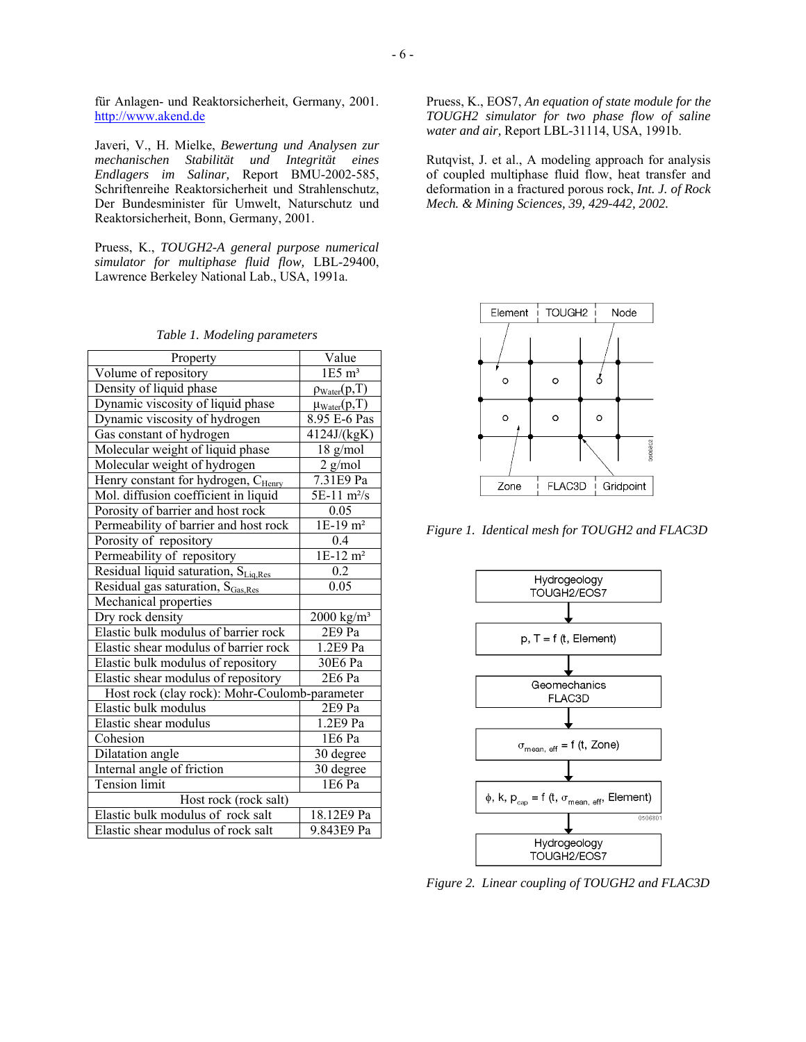für Anlagen- und Reaktorsicherheit, Germany, 2001. http://www.akend.de

Javeri, V., H. Mielke, *Bewertung und Analysen zur mechanischen Stabilität und Integrität eines Endlagers im Salinar,* Report BMU-2002-585, Schriftenreihe Reaktorsicherheit und Strahlenschutz, Der Bundesminister für Umwelt, Naturschutz und Reaktorsicherheit, Bonn, Germany, 2001.

Pruess, K., *TOUGH2-A general purpose numerical simulator for multiphase fluid flow,* LBL-29400, Lawrence Berkeley National Lab., USA, 1991a.

Pruess, K., EOS7, *An equation of state module for the TOUGH2 simulator for two phase flow of saline water and air,* Report LBL-31114, USA, 1991b.

Rutqvist, J. et al., A modeling approach for analysis of coupled multiphase fluid flow, heat transfer and deformation in a fractured porous rock, *Int. J. of Rock Mech. & Mining Sciences, 39, 429-442, 2002.*

*Table 1. Modeling parameters*

| Property | Value |
|---|---|
| Volume of repository | 1E5 m³ |
| Density of liquid phase | $\rho_{Water}(p,T)$ |
| Dynamic viscosity of liquid phase | $\mu_{Water}(p,T)$ |
| Dynamic viscosity of hydrogen | 8.95 E-6 Pas |
| Gas constant of hydrogen | 4124J/(kgK) |
| Molecular weight of liquid phase | 18 g/mol |
| Molecular weight of hydrogen | 2 g/mol |
| Henry constant for hydrogen, $C_{Henry}$ | 7.31E9 Pa |
| Mol. diffusion coefficient in liquid | 5E-11 m²/s |
| Porosity of barrier and host rock | 0.05 |
| Permeability of barrier and host rock | 1E-19 m² |
| Porosity of repository | 0.4 |
| Permeability of repository | 1E-12 m² |
| Residual liquid saturation, $S_{Liq,Res}$ | 0.2 |
| Residual gas saturation, $S_{Gas,Res}$ | 0.05 |
| Mechanical properties | |
| Dry rock density | 2000 kg/m³ |
| Elastic bulk modulus of barrier rock | 2E9 Pa |
| Elastic shear modulus of barrier rock | 1.2E9 Pa |
| Elastic bulk modulus of repository | 30E6 Pa |
| Elastic shear modulus of repository | 2E6 Pa |
| Host rock (clay rock): Mohr-Coulomb-parameter | |
| Elastic bulk modulus | 2E9 Pa |
| Elastic shear modulus | 1.2E9 Pa |
| Cohesion | 1E6 Pa |
| Dilatation angle | 30 degree |
| Internal angle of friction | 30 degree |
| Tension limit | 1E6 Pa |
| Host rock (rock salt) | |
| Elastic bulk modulus of rock salt | 18.12E9 Pa |
| Elastic shear modulus of rock salt | 9.843E9 Pa |

Element
TOUGH2
Node
Zone
FLAC3D
Gridpoint
0506802

*Figure 1. Identical mesh for TOUGH2 and FLAC3D*

Hydrogeology
TOUGH2/EOS7
p, T = f (t, Element)
Geomechanics
FLAC3D
$\sigma_{mean,\ eff}$ = f (t, Zone)
$\phi$, k, $p_{cap}$ = f (t, $\sigma_{mean,\ eff}$, Element)
0506801
Hydrogeology
TOUGH2/EOS7

*Figure 2. Linear coupling of TOUGH2 and FLAC3D*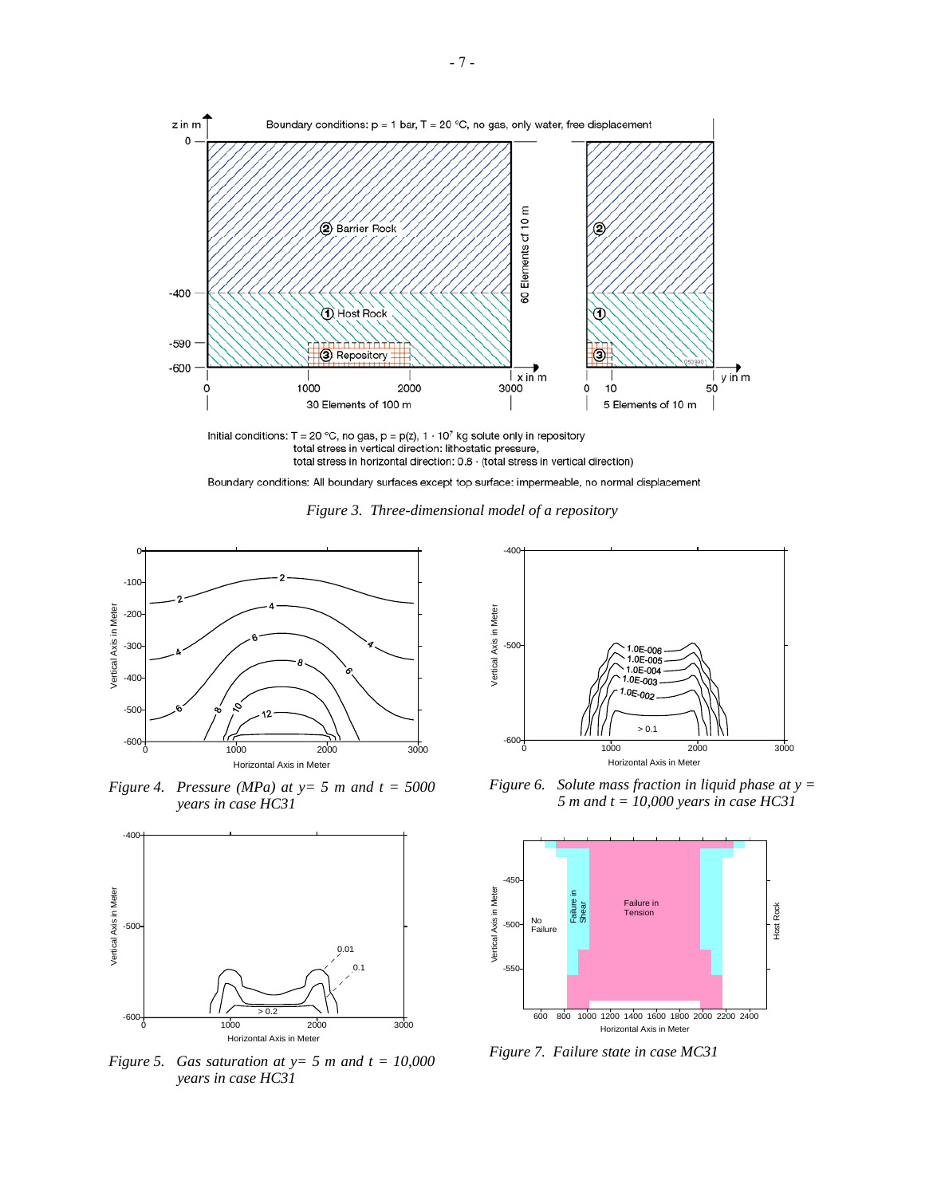z in m

Boundary conditions: p = 1 bar, T = 20 °C, no gas, only water, free displacement

0

② Barrier Rock

60 Elements of 10 m

②

-400

① Host Rock

①

-590

③ Repository

③

-600

x in m

y in m

0 1000 2000 3000

0 10 50

30 Elements of 100 m

5 Elements of 10 m

Initial conditions: T = 20 °C, no gas, p = p(z), $1 \cdot 10^7$ kg solute only in repository
total stress in vertical direction: lithostatic pressure,
total stress in horizontal direction: 0.8 · (total stress in vertical direction)

Boundary conditions: All boundary surfaces except top surface: impermeable, no normal displacement

*Figure 3. Three-dimensional model of a repository*

Vertical Axis in Meter

Horizontal Axis in Meter

2 4 6 8 10 12

*Figure 4. Pressure (MPa) at y= 5 m and t = 5000 years in case HC31*

Vertical Axis in Meter

Horizontal Axis in Meter

1.0E-006 1.0E-005 1.0E-004 1.0E-003 1.0E-002 > 0.1

*Figure 6. Solute mass fraction in liquid phase at y = 5 m and t = 10,000 years in case HC31*

Vertical Axis in Meter

Horizontal Axis in Meter

0.01 0.1 > 0.2

*Figure 5. Gas saturation at y= 5 m and t = 10,000 years in case HC31*

Vertical Axis in Meter

Horizontal Axis in Meter

No Failure

Failure in Shear

Failure in Tension

Host Rock

*Figure 7. Failure state in case MC31*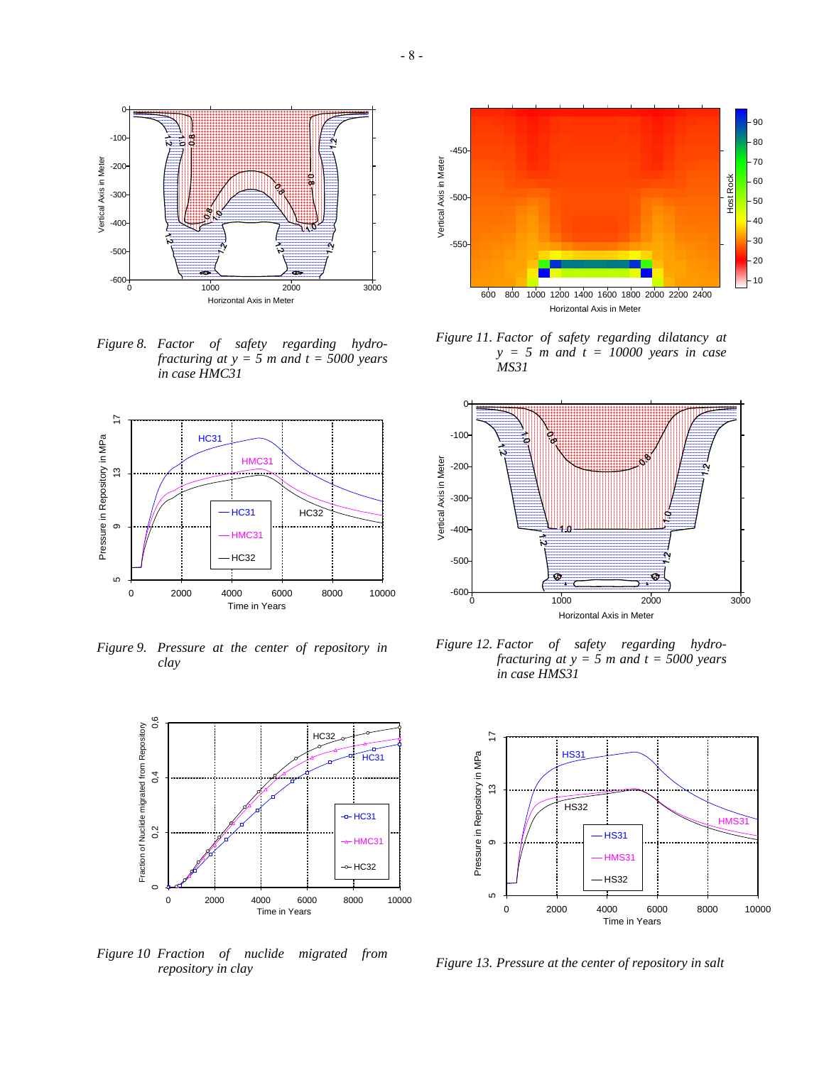Vertical Axis in Meter

0
-100
-200
-300
-400
-500
-600

0
1000
2000
3000

Horizontal Axis in Meter

1.2
1.0
0.8
0.8
0.8
0.8
1.0
1.0
1.2
1.2
1.2
1.2
1.2

*Figure 8. Factor of safety regarding hydro-fracturing at y = 5 m and t = 5000 years in case HMC31*

Vertical Axis in Meter

-450
-500
-550

600 800 1000 1200 1400 1600 1800 2000 2200 2400

Horizontal Axis in Meter

Host Rock

90
80
70
60
50
40
30
20
10

*Figure 11. Factor of safety regarding dilatancy at y = 5 m and t = 10000 years in case MS31*

Pressure in Repository in MPa

5
9
13
17

0
2000
4000
6000
8000
10000

Time in Years

HC31
HMC31
HC32

HC31
HMC31
HC32

*Figure 9. Pressure at the center of repository in clay*

Vertical Axis in Meter

0
-100
-200
-300
-400
-500
-600

0
1000
2000
3000

Horizontal Axis in Meter

1.0
1.2
0.8
0.8
1.2
1.0
1.0
1.2
1.2

*Figure 12. Factor of safety regarding hydro-fracturing at y = 5 m and t = 5000 years in case HMS31*

Fraction of Nuclide migrated from Repository

0
0,2
0,4
0,6

0
2000
4000
6000
8000
10000

Time in Years

HC32
HC31

HC31
HMC31
HC32

*Figure 10 Fraction of nuclide migrated from repository in clay*

Pressure in Repository in MPa

5
9
13
17

0
2000
4000
6000
8000
10000

Time in Years

HS31
HS32
HMS31

HS31
HMS31
HS32

*Figure 13. Pressure at the center of repository in salt*